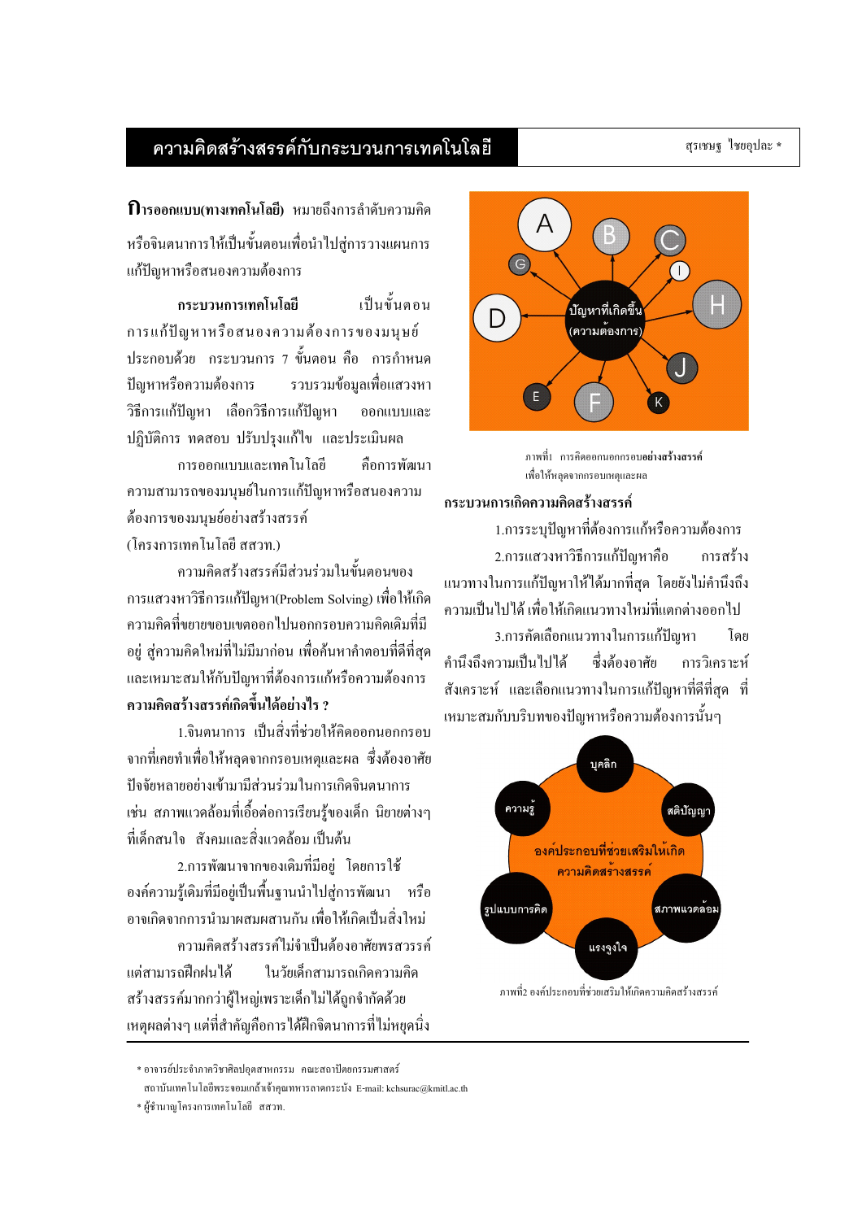# ความคิดสร้างสรรค์กับกระบวนการเทคโนโลยี

สุรเชษฐ ไชยอุปละ *

**การออกแบบ(ทางเทคโนโลยี)** หมายถึงการลำดับความคิดหรือจินตนาการให้เป็นขั้นตอนเพื่อนำไปสู่การวางแผนการแก้ปัญหาหรือสนองความต้องการ

**กระบวนการเทคโนโลยี** เป็นขั้นตอนการแก้ปัญหาหรือสนองความต้องการของมนุษย์ ประกอบด้วย กระบวนการ 7 ขั้นตอน คือ การกำหนดปัญหาหรือความต้องการ รวบรวมข้อมูลเพื่อแสวงหาวิธีการแก้ปัญหา เลือกวิธีการแก้ปัญหา ออกแบบและปฏิบัติการ ทดสอบ ปรับปรุงแก้ไข และประเมินผล

การออกแบบและเทคโนโลยี คือการพัฒนาความสามารถของมนุษย์ในการแก้ปัญหาหรือสนองความต้องการของมนุษย์อย่างสร้างสรรค์ (โครงการเทคโนโลยี สสวท.)

ความคิดสร้างสรรค์มีส่วนร่วมในขั้นตอนของการแสวงหาวิธีการแก้ปัญหา(Problem Solving) เพื่อให้เกิดความคิดที่ขยายขอบเขตออกไปนอกกรอบความคิดเดิมที่มีอยู่ สู่ความคิดใหม่ที่ไม่มีมาก่อน เพื่อค้นหาคำตอบที่ดีที่สุดและเหมาะสมให้กับปัญหาที่ต้องการแก้หรือความต้องการ

**ความคิดสร้างสรรค์เกิดขึ้นได้อย่างไร ?**

1.จินตนาการ เป็นสิ่งที่ช่วยให้คิดออกนอกกรอบจากที่เคยทำเพื่อให้หลุดจากกรอบเหตุและผล ซึ่งต้องอาศัยปัจจัยหลายอย่างเข้ามามีส่วนร่วมในการเกิดจินตนาการ เช่น สภาพแวดล้อมที่เอื้อต่อการเรียนรู้ของเด็ก นิยายต่างๆ ที่เด็กสนใจ สังคมและสิ่งแวดล้อม เป็นต้น

2.การพัฒนาจากของเดิมที่มีอยู่ โดยการใช้องค์ความรู้เดิมที่มีอยู่เป็นพื้นฐานนำไปสู่การพัฒนา หรืออาจเกิดจากการนำมาผสมผสานกัน เพื่อให้เกิดเป็นสิ่งใหม่

ความคิดสร้างสรรค์ไม่จำเป็นต้องอาศัยพรสวรรค์แต่สามารถฝึกฝนได้ ในวัยเด็กสามารถเกิดความคิดสร้างสรรค์มากกว่าผู้ใหญ่เพราะเด็กไม่ได้ถูกจำกัดด้วยเหตุผลต่างๆ แต่ที่สำคัญคือการได้ฝึกจินตนาการที่ไม่หยุดนิ่ง

ภาพที่1 การคิดออกนอกกรอบ**อย่างสร้างสรรค์**เพื่อให้หลุดจากกรอบเหตุและผล

**กระบวนการเกิดความคิดสร้างสรรค์**

1.การระบุปัญหาที่ต้องการแก้หรือความต้องการ

2.การแสวงหาวิธีการแก้ปัญหาคือ การสร้างแนวทางในการแก้ปัญหาให้ได้มากที่สุด โดยยังไม่คำนึงถึงความเป็นไปได้ เพื่อให้เกิดแนวทางใหม่ที่แตกต่างออกไป

3.การคัดเลือกแนวทางในการแก้ปัญหา โดยคำนึงถึงความเป็นไปได้ ซึ่งต้องอาศัย การวิเคราะห์ สังเคราะห์ และเลือกแนวทางในการแก้ปัญหาที่ดีที่สุด ที่เหมาะสมกับบริบทของปัญหาหรือความต้องการนั้นๆ

ภาพที่2 องค์ประกอบที่ช่วยเสริมให้เกิดความคิดสร้างสรรค์

---

* อาจารย์ประจำภาควิชาศิลปอุตสาหกรรม คณะสถาปัตยกรรมศาสตร์ สถาบันเทคโนโลยีพระจอมเกล้าเจ้าคุณทหารลาดกระบัง E-mail: kchsurac@kmitl.ac.th

* ผู้ชำนาญโครงการเทคโนโลยี สสวท.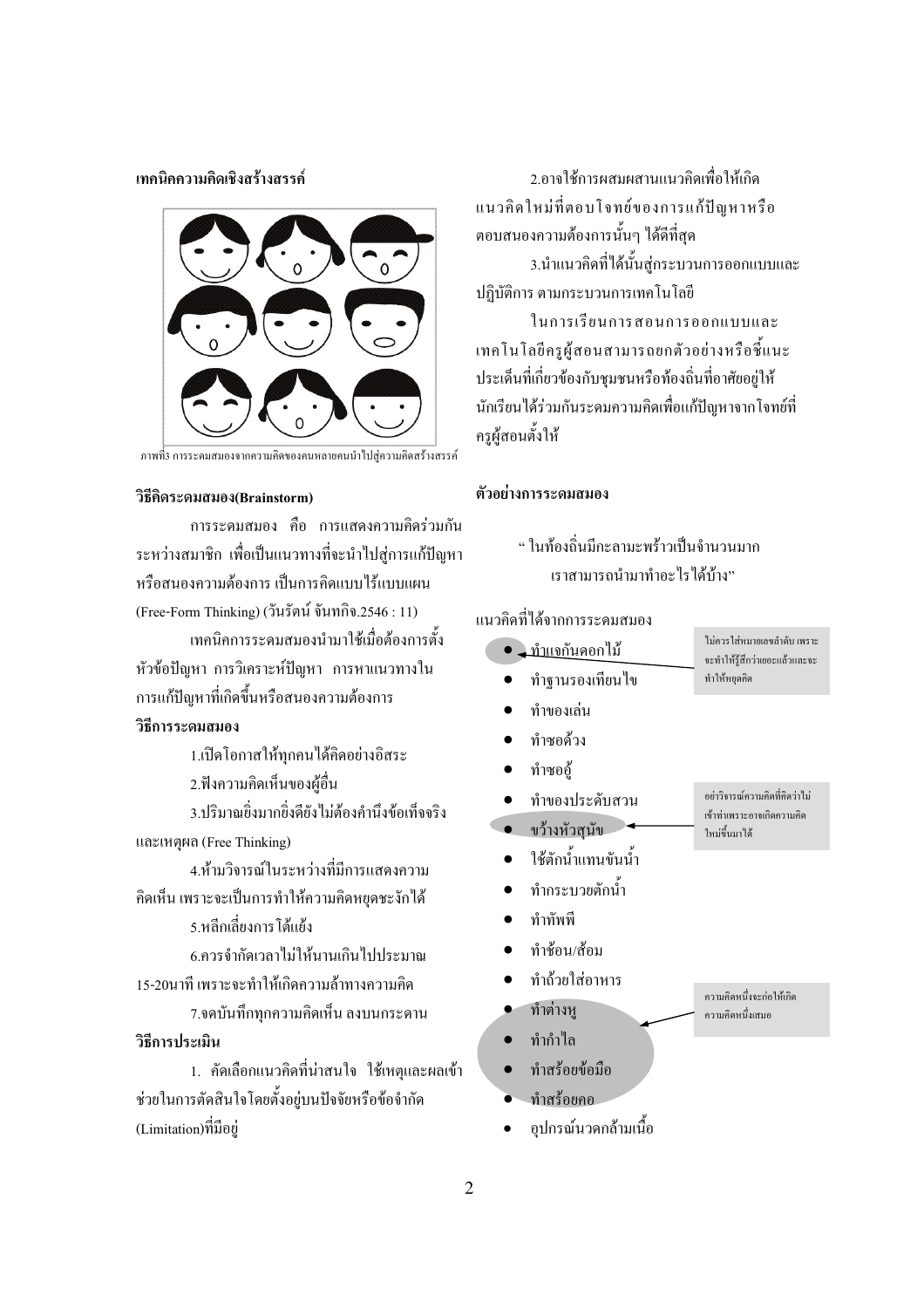**เทคนิคความคิดเชิงสร้างสรรค์**

ภาพที่3 การระดมสมองจากความคิดของคนหลายคนนำไปสู่ความคิดสร้างสรรค์

**วิธีคิดระดมสมอง(Brainstorm)**

การระดมสมอง คือ การแสดงความคิดร่วมกันระหว่างสมาชิก เพื่อเป็นแนวทางที่จะนำไปสู่การแก้ปัญหาหรือสนองความต้องการ เป็นการคิดแบบไร้แบบแผน (Free-Form Thinking) (วันรัตน์ จันทกิจ.2546 : 11)

เทคนิคการระดมสมองนำมาใช้เมื่อต้องการตั้งหัวข้อปัญหา การวิเคราะห์ปัญหา การหาแนวทางในการแก้ปัญหาที่เกิดขึ้นหรือสนองความต้องการ

**วิธีการระดมสมอง**

1.เปิดโอกาสให้ทุกคนได้คิดอย่างอิสระ

2.ฟังความคิดเห็นของผู้อื่น

3.ปริมาณยิ่งมากยิ่งดียังไม่ต้องคำนึงข้อเท็จจริงและเหตุผล (Free Thinking)

4.ห้ามวิจารณ์ในระหว่างที่มีการแสดงความคิดเห็น เพราะจะเป็นการทำให้ความคิดหยุดชะงักได้

5.หลีกเลี่ยงการโต้แย้ง

6.ควรจำกัดเวลาไม่ให้นานเกินไปประมาณ 15-20นาที เพราะจะทำให้เกิดความล้าทางความคิด

7.จดบันทึกทุกความคิดเห็น ลงบนกระดาน

**วิธีการประเมิน**

1. คัดเลือกแนวคิดที่น่าสนใจ ใช้เหตุและผลเข้าช่วยในการตัดสินใจโดยตั้งอยู่บนปัจจัยหรือข้อจำกัด (Limitation)ที่มีอยู่

2.อาจใช้การผสมผสานแนวคิดเพื่อให้เกิดแนวคิดใหม่ที่ตอบโจทย์ของการแก้ปัญหาหรือตอบสนองความต้องการนั้นๆ ได้ดีที่สุด

3.นำแนวคิดที่ได้นั้นสู่กระบวนการออกแบบและปฏิบัติการ ตามกระบวนการเทคโนโลยี

ในการเรียนการสอนการออกแบบและเทคโนโลยีครูผู้สอนสามารถยกตัวอย่างหรือชี้แนะประเด็นที่เกี่ยวข้องกับชุมชนหรือท้องถิ่นที่อาศัยอยู่ให้นักเรียนได้ร่วมกันระดมความคิดเพื่อแก้ปัญหาจากโจทย์ที่ครูผู้สอนตั้งให้

**ตัวอย่างการระดมสมอง**

" ในท้องถิ่นมีกะลามะพร้าวเป็นจำนวนมาก เราสามารถนำมาทำอะไรได้บ้าง"

แนวคิดที่ได้จากการระดมสมอง

- ทำแจกันดอกไม้
- ทำฐานรองเทียนไข
- ทำของเล่น
- ทำซอด้วง
- ทำซออู้
- ทำของประดับสวน
- ขว้างหัวสุนัข
- ใช้ตักน้ำแทนขันน้ำ
- ทำกระบวยตักน้ำ
- ทำทัพพี
- ทำช้อน/ส้อม
- ทำถ้วยใส่อาหาร
- ทำต่างหู
- ทำกำไล
- ทำสร้อยข้อมือ
- ทำสร้อยคอ
- อุปกรณ์นวดกล้ามเนื้อ

ไม่ควรใส่หมายเลขลำดับ เพราะจะทำให้รู้สึกว่าเยอะแล้วและจะทำให้หยุดคิด

อย่าวิจารณ์ความคิดที่คิดว่าไม่เข้าท่าเพราะอาจเกิดความคิดใหม่ขึ้นมาได้

ความคิดหนึ่งจะก่อให้เกิดความคิดหนึ่งเสมอ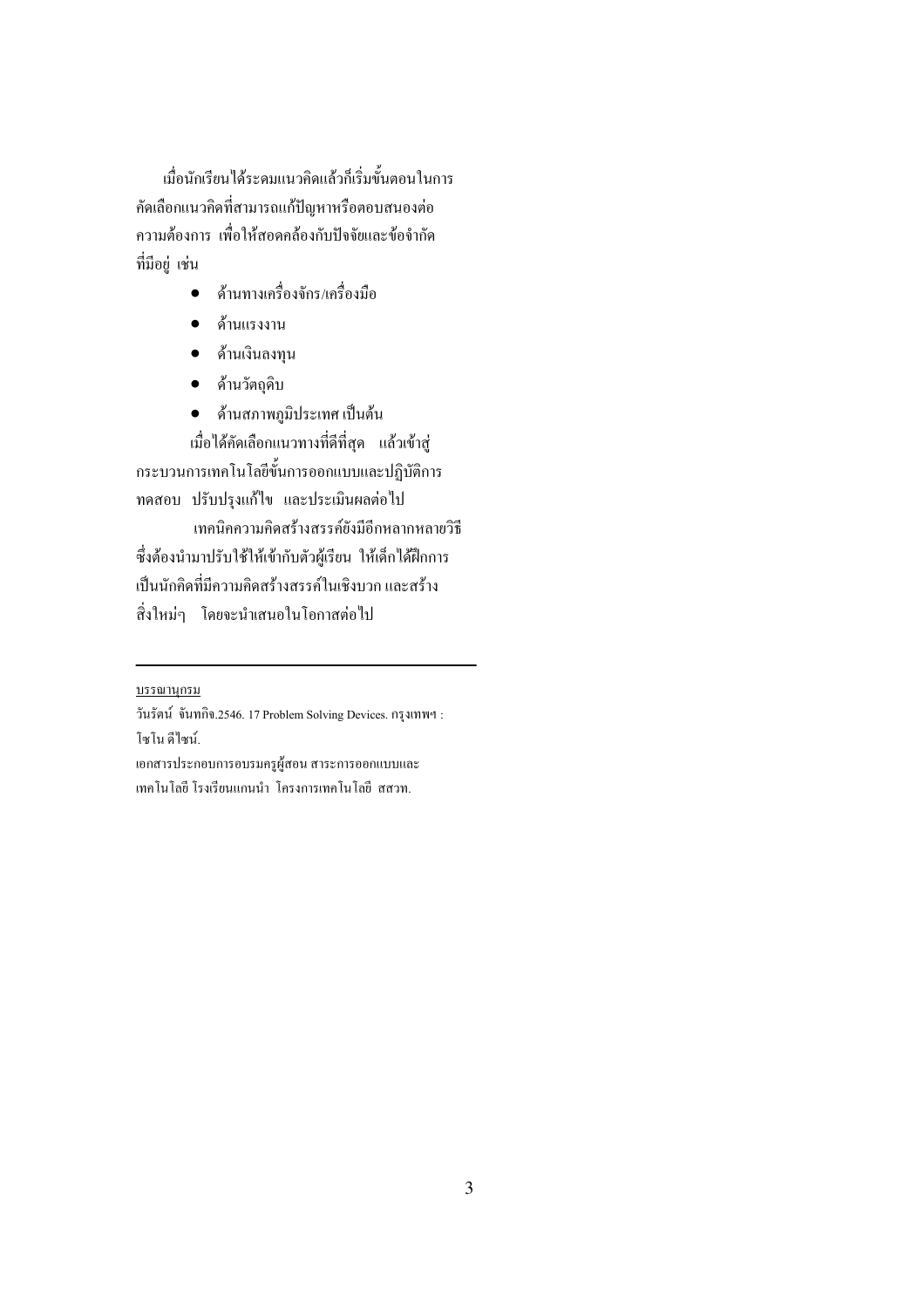เมื่อนักเรียนได้ระดมแนวคิดแล้วก็เริ่มขั้นตอนในการคัดเลือกแนวคิดที่สามารถแก้ปัญหาหรือตอบสนองต่อความต้องการ เพื่อให้สอดคล้องกับปัจจัยและข้อจำกัดที่มีอยู่ เช่น

- ด้านทางเครื่องจักร/เครื่องมือ
- ด้านแรงงาน
- ด้านเงินลงทุน
- ด้านวัตถุดิบ
- ด้านสภาพภูมิประเทศ เป็นต้น

เมื่อได้คัดเลือกแนวทางที่ดีที่สุด แล้วเข้าสู่กระบวนการเทคโนโลยีขั้นการออกแบบและปฏิบัติการ ทดสอบ ปรับปรุงแก้ไข และประเมินผลต่อไป

เทคนิคความคิดสร้างสรรค์ยังมีอีกหลากหลายวิธี ซึ่งต้องนำมาปรับใช้ให้เข้ากับตัวผู้เรียน ให้เด็กได้ฝึกการเป็นนักคิดที่มีความคิดสร้างสรรค์ในเชิงบวก และสร้างสิ่งใหม่ๆ โดยจะนำเสนอในโอกาสต่อไป

---

บรรณานุกรม

วันรัตน์ จันทกิจ.2546. 17 Problem Solving Devices. กรุงเทพฯ : โซโน ดีไซน์.

เอกสารประกอบการอบรมครูผู้สอน สาระการออกแบบและเทคโนโลยี โรงเรียนแกนนำ โครงการเทคโนโลยี สสวท.